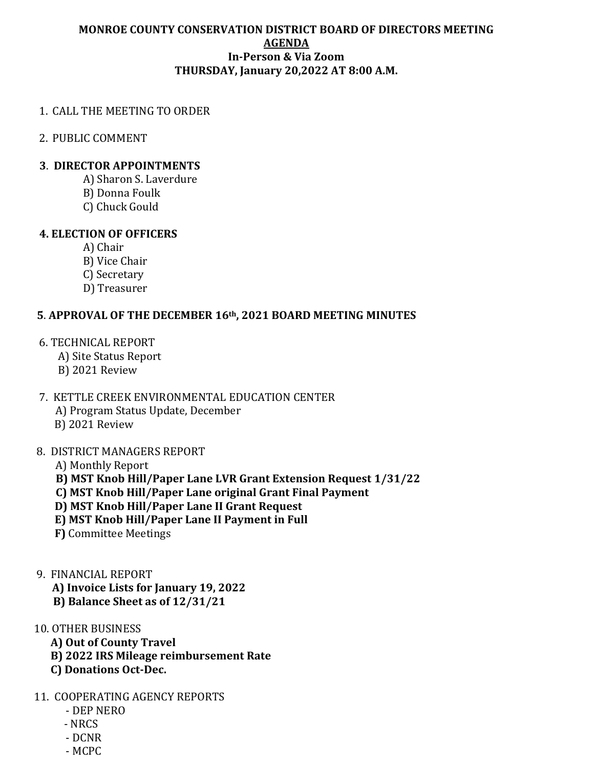**MONROE COUNTY CONSERVATION DISTRICT BOARD OF DIRECTORS MEETING**

**AGENDA**

**In-Person & Via Zoom**

**THURSDAY, January 20,2022 AT 8:00 A.M.**

1. CALL THE MEETING TO ORDER

2. PUBLIC COMMENT

3. **DIRECTOR APPOINTMENTS**
   - A) Sharon S. Laverdure
   - B) Donna Foulk
   - C) Chuck Gould

4. **ELECTION OF OFFICERS**
   - A) Chair
   - B) Vice Chair
   - C) Secretary
   - D) Treasurer

5. **APPROVAL OF THE DECEMBER 16th, 2021 BOARD MEETING MINUTES**

6. TECHNICAL REPORT
   - A) Site Status Report
   - B) 2021 Review

7. KETTLE CREEK ENVIRONMENTAL EDUCATION CENTER
   - A) Program Status Update, December
   - B) 2021 Review

8. DISTRICT MANAGERS REPORT
   - A) Monthly Report
   - **B) MST Knob Hill/Paper Lane LVR Grant Extension Request 1/31/22**
   - **C) MST Knob Hill/Paper Lane original Grant Final Payment**
   - **D) MST Knob Hill/Paper Lane II Grant Request**
   - **E) MST Knob Hill/Paper Lane II Payment in Full**
   - **F)** Committee Meetings

9. FINANCIAL REPORT
   - **A) Invoice Lists for January 19, 2022**
   - **B) Balance Sheet as of 12/31/21**

10. OTHER BUSINESS
    - **A) Out of County Travel**
    - **B) 2022 IRS Mileage reimbursement Rate**
    - **C) Donations Oct-Dec.**

11. COOPERATING AGENCY REPORTS
    - DEP NERO
    - NRCS
    - DCNR
    - MCPC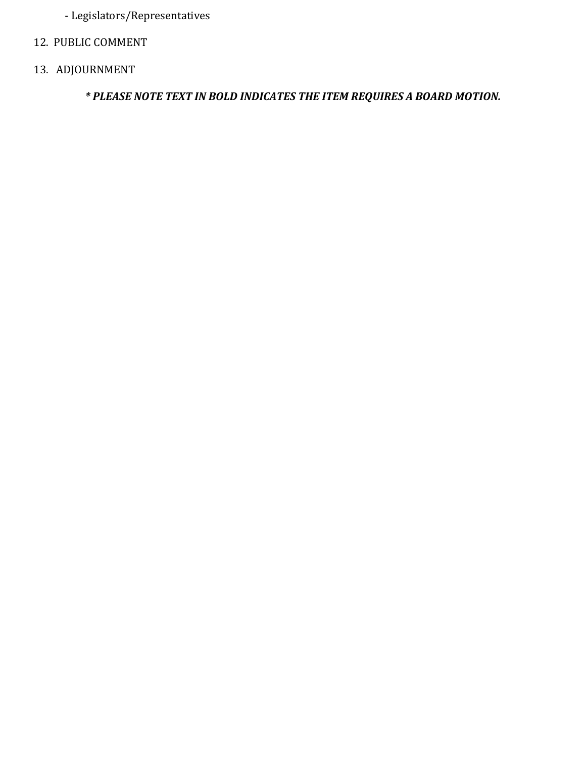- Legislators/Representatives

12. PUBLIC COMMENT

13. ADJOURNMENT

***\* PLEASE NOTE TEXT IN BOLD INDICATES THE ITEM REQUIRES A BOARD MOTION.***